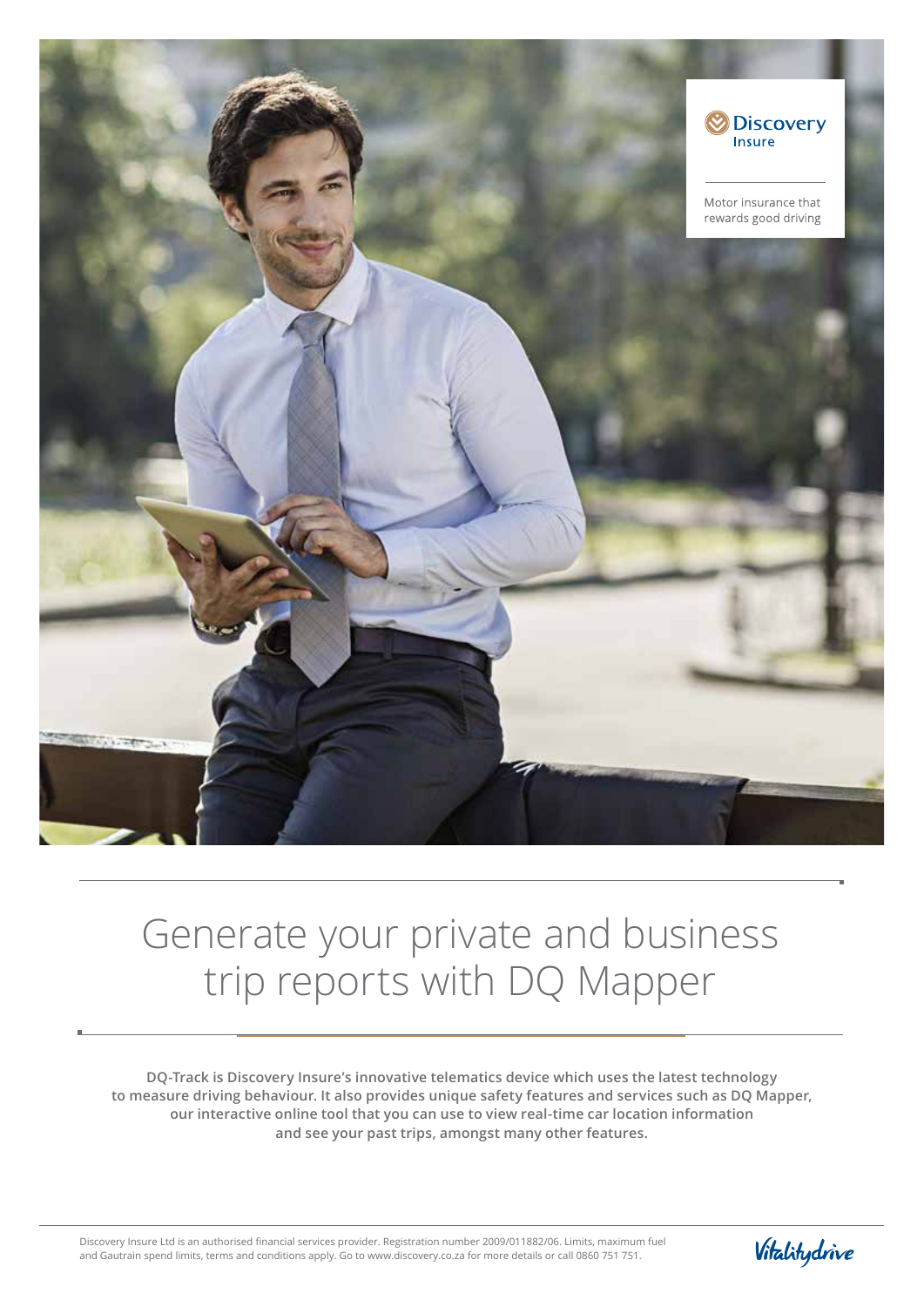Discovery Insure

Motor insurance that rewards good driving

# Generate your private and business trip reports with DQ Mapper

**DQ-Track is Discovery Insure's innovative telematics device which uses the latest technology to measure driving behaviour. It also provides unique safety features and services such as DQ Mapper, our interactive online tool that you can use to view real-time car location information and see your past trips, amongst many other features.**

Discovery Insure Ltd is an authorised financial services provider. Registration number 2009/011882/06. Limits, maximum fuel and Gautrain spend limits, terms and conditions apply. Go to www.discovery.co.za for more details or call 0860 751 751.

Vitalitydrive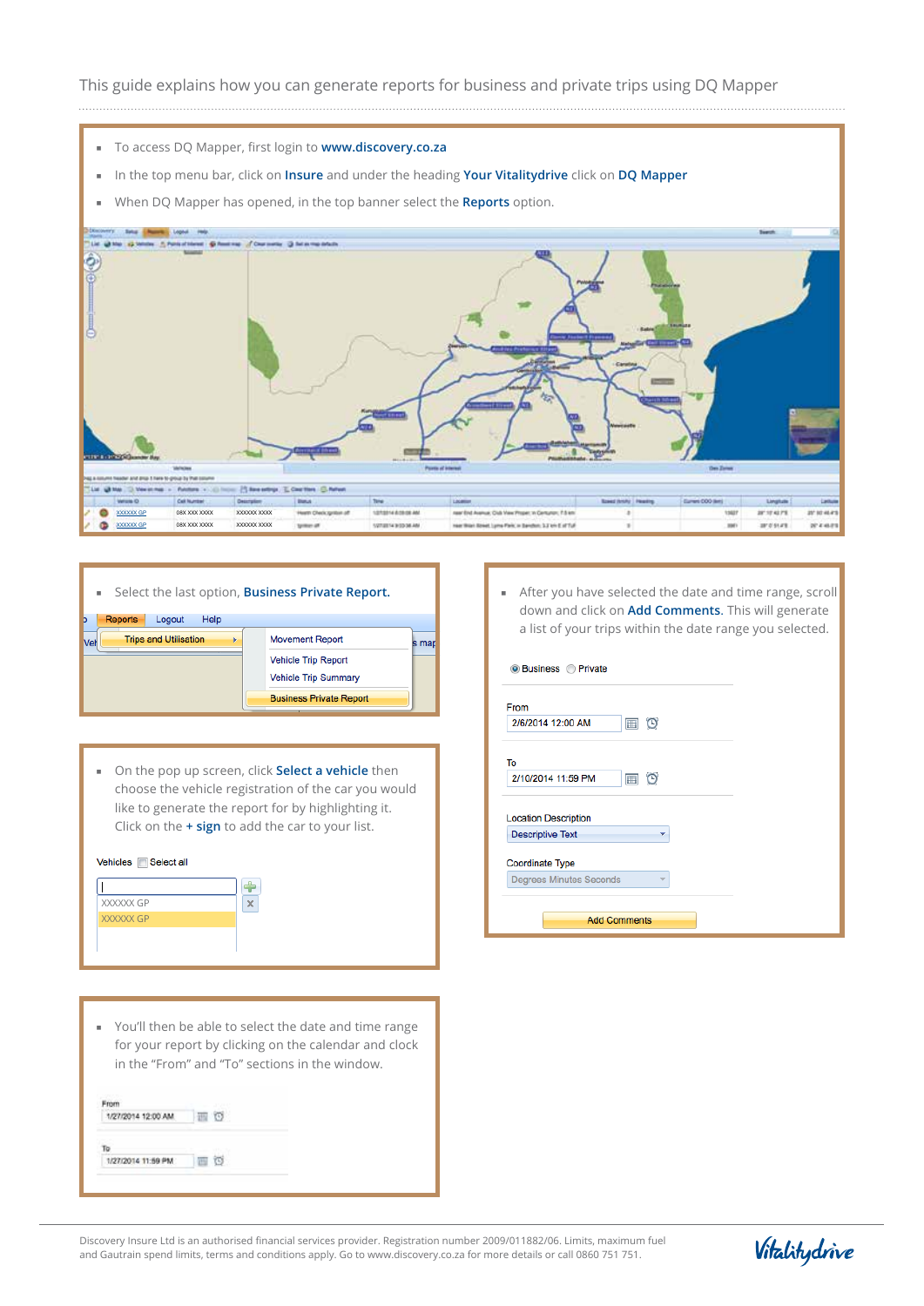This guide explains how you can generate reports for business and private trips using DQ Mapper

- To access DQ Mapper, first login to **www.discovery.co.za**
- In the top menu bar, click on **Insure** and under the heading **Your Vitalitydrive** click on **DQ Mapper**
- When DQ Mapper has opened, in the top banner select the **Reports** option.

- Select the last option, **Business Private Report.**

Reports | Logout | Help

Trips and Utilisation ▸

- Movement Report
- Vehicle Trip Report
- Vehicle Trip Summary
- Business Private Report

- On the pop up screen, click **Select a vehicle** then choose the vehicle registration of the car you would like to generate the report for by highlighting it. Click on the **+ sign** to add the car to your list.

Vehicles ☐ Select all

XXXXXX GP
XXXXXX GP

- You'll then be able to select the date and time range for your report by clicking on the calendar and clock in the "From" and "To" sections in the window.

From
1/27/2014 12:00 AM

To
1/27/2014 11:59 PM

- After you have selected the date and time range, scroll down and click on **Add Comments.** This will generate a list of your trips within the date range you selected.

◉ Business ○ Private

From
2/6/2014 12:00 AM

To
2/10/2014 11:59 PM

Location Description
Descriptive Text

Coordinate Type
Degrees Minutes Seconds

Add Comments

Discovery Insure Ltd is an authorised financial services provider. Registration number 2009/011882/06. Limits, maximum fuel and Gautrain spend limits, terms and conditions apply. Go to www.discovery.co.za for more details or call 0860 751 751.

Vitalitydrive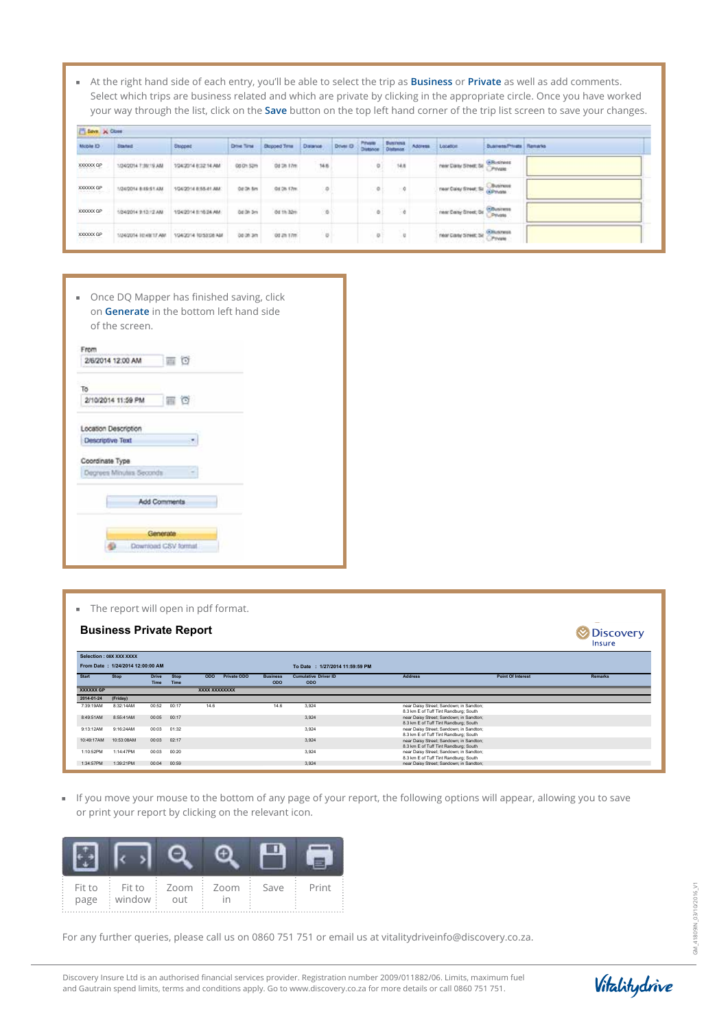- At the right hand side of each entry, you'll be able to select the trip as **Business** or **Private** as well as add comments. Select which trips are business related and which are private by clicking in the appropriate circle. Once you have worked your way through the list, click on the **Save** button on the top left hand corner of the trip list screen to save your changes.

- Once DQ Mapper has finished saving, click on **Generate** in the bottom left hand side of the screen.

- The report will open in pdf format.

- If you move your mouse to the bottom of any page of your report, the following options will appear, allowing you to save or print your report by clicking on the relevant icon.

| | | | | | |
|---|---|---|---|---|---|
| Fit to page | Fit to window | Zoom out | Zoom in | Save | Print |

For any further queries, please call us on 0860 751 751 or email us at vitalitydriveinfo@discovery.co.za.

Discovery Insure Ltd is an authorised financial services provider. Registration number 2009/011882/06. Limits, maximum fuel and Gautrain spend limits, terms and conditions apply. Go to www.discovery.co.za for more details or call 0860 751 751.